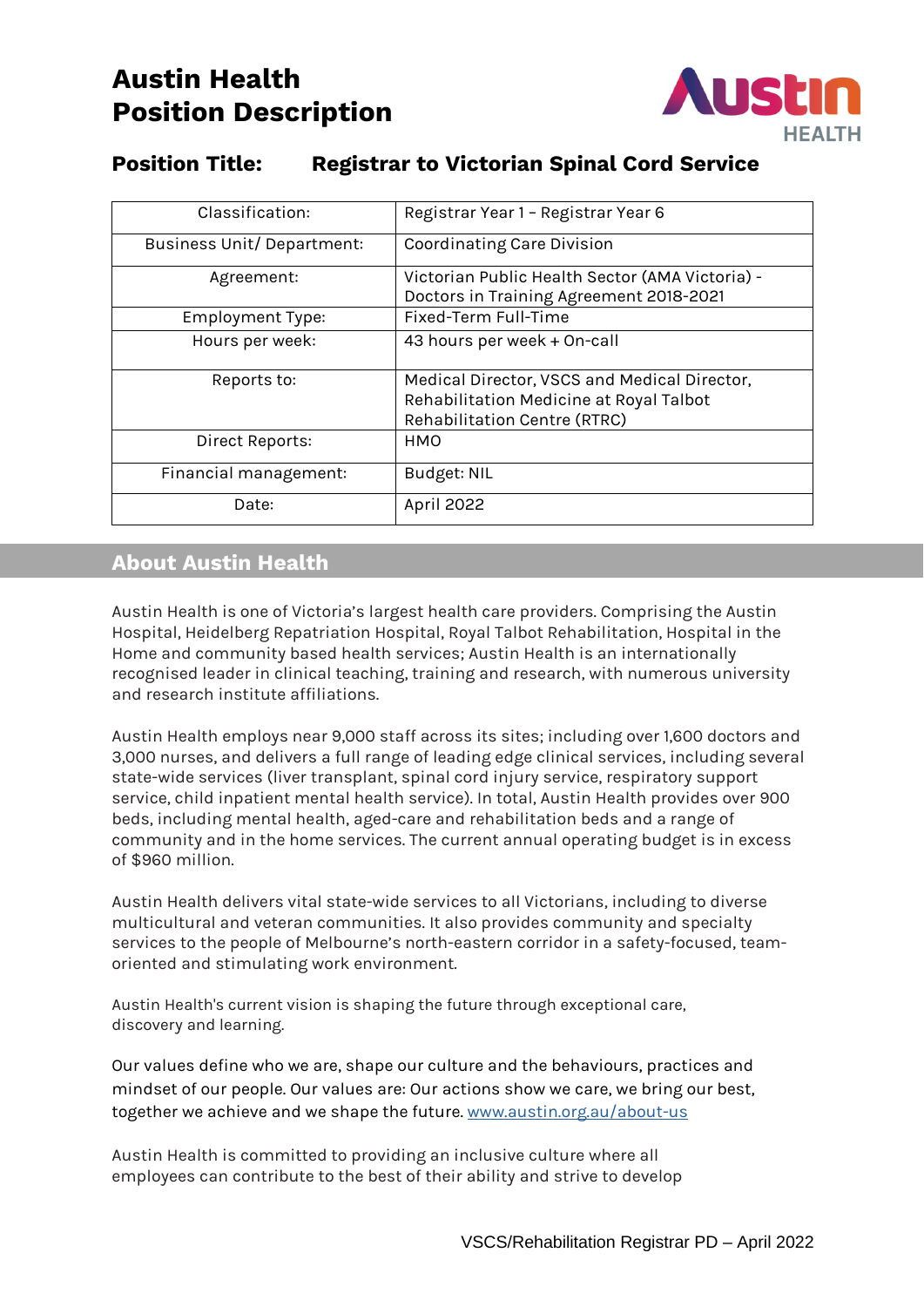# Austin Health
# Position Description

## Position Title: Registrar to Victorian Spinal Cord Service

| | |
|---|---|
| Classification: | Registrar Year 1 – Registrar Year 6 |
| Business Unit/ Department: | Coordinating Care Division |
| Agreement: | Victorian Public Health Sector (AMA Victoria) - Doctors in Training Agreement 2018-2021 |
| Employment Type: | Fixed-Term Full-Time |
| Hours per week: | 43 hours per week + On-call |
| Reports to: | Medical Director, VSCS and Medical Director, Rehabilitation Medicine at Royal Talbot Rehabilitation Centre (RTRC) |
| Direct Reports: | HMO |
| Financial management: | Budget: NIL |
| Date: | April 2022 |

## About Austin Health

Austin Health is one of Victoria's largest health care providers. Comprising the Austin Hospital, Heidelberg Repatriation Hospital, Royal Talbot Rehabilitation, Hospital in the Home and community based health services; Austin Health is an internationally recognised leader in clinical teaching, training and research, with numerous university and research institute affiliations.

Austin Health employs near 9,000 staff across its sites; including over 1,600 doctors and 3,000 nurses, and delivers a full range of leading edge clinical services, including several state-wide services (liver transplant, spinal cord injury service, respiratory support service, child inpatient mental health service). In total, Austin Health provides over 900 beds, including mental health, aged-care and rehabilitation beds and a range of community and in the home services. The current annual operating budget is in excess of $960 million.

Austin Health delivers vital state-wide services to all Victorians, including to diverse multicultural and veteran communities. It also provides community and specialty services to the people of Melbourne's north-eastern corridor in a safety-focused, team-oriented and stimulating work environment.

Austin Health's current vision is shaping the future through exceptional care, discovery and learning.

Our values define who we are, shape our culture and the behaviours, practices and mindset of our people. Our values are: Our actions show we care, we bring our best, together we achieve and we shape the future. [www.austin.org.au/about-us](http://www.austin.org.au/about-us)

Austin Health is committed to providing an inclusive culture where all employees can contribute to the best of their ability and strive to develop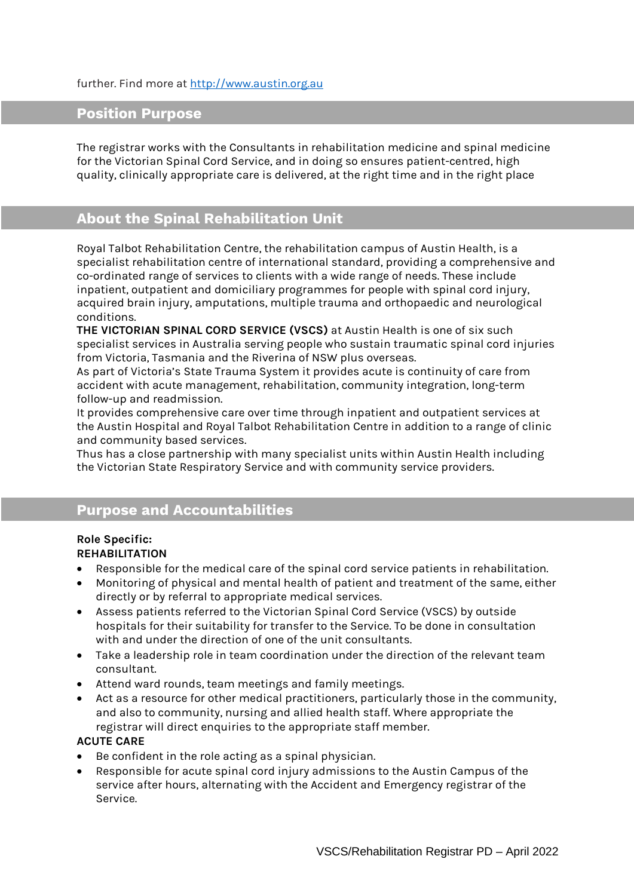further. Find more at http://www.austin.org.au

## Position Purpose

The registrar works with the Consultants in rehabilitation medicine and spinal medicine for the Victorian Spinal Cord Service, and in doing so ensures patient-centred, high quality, clinically appropriate care is delivered, at the right time and in the right place

## About the Spinal Rehabilitation Unit

Royal Talbot Rehabilitation Centre, the rehabilitation campus of Austin Health, is a specialist rehabilitation centre of international standard, providing a comprehensive and co-ordinated range of services to clients with a wide range of needs. These include inpatient, outpatient and domiciliary programmes for people with spinal cord injury, acquired brain injury, amputations, multiple trauma and orthopaedic and neurological conditions.

**THE VICTORIAN SPINAL CORD SERVICE (VSCS)** at Austin Health is one of six such specialist services in Australia serving people who sustain traumatic spinal cord injuries from Victoria, Tasmania and the Riverina of NSW plus overseas.

As part of Victoria's State Trauma System it provides acute is continuity of care from accident with acute management, rehabilitation, community integration, long-term follow-up and readmission.

It provides comprehensive care over time through inpatient and outpatient services at the Austin Hospital and Royal Talbot Rehabilitation Centre in addition to a range of clinic and community based services.

Thus has a close partnership with many specialist units within Austin Health including the Victorian State Respiratory Service and with community service providers.

## Purpose and Accountabilities

**Role Specific:**

**REHABILITATION**

- Responsible for the medical care of the spinal cord service patients in rehabilitation.
- Monitoring of physical and mental health of patient and treatment of the same, either directly or by referral to appropriate medical services.
- Assess patients referred to the Victorian Spinal Cord Service (VSCS) by outside hospitals for their suitability for transfer to the Service. To be done in consultation with and under the direction of one of the unit consultants.
- Take a leadership role in team coordination under the direction of the relevant team consultant.
- Attend ward rounds, team meetings and family meetings.
- Act as a resource for other medical practitioners, particularly those in the community, and also to community, nursing and allied health staff. Where appropriate the registrar will direct enquiries to the appropriate staff member.

**ACUTE CARE**

- Be confident in the role acting as a spinal physician.
- Responsible for acute spinal cord injury admissions to the Austin Campus of the service after hours, alternating with the Accident and Emergency registrar of the Service.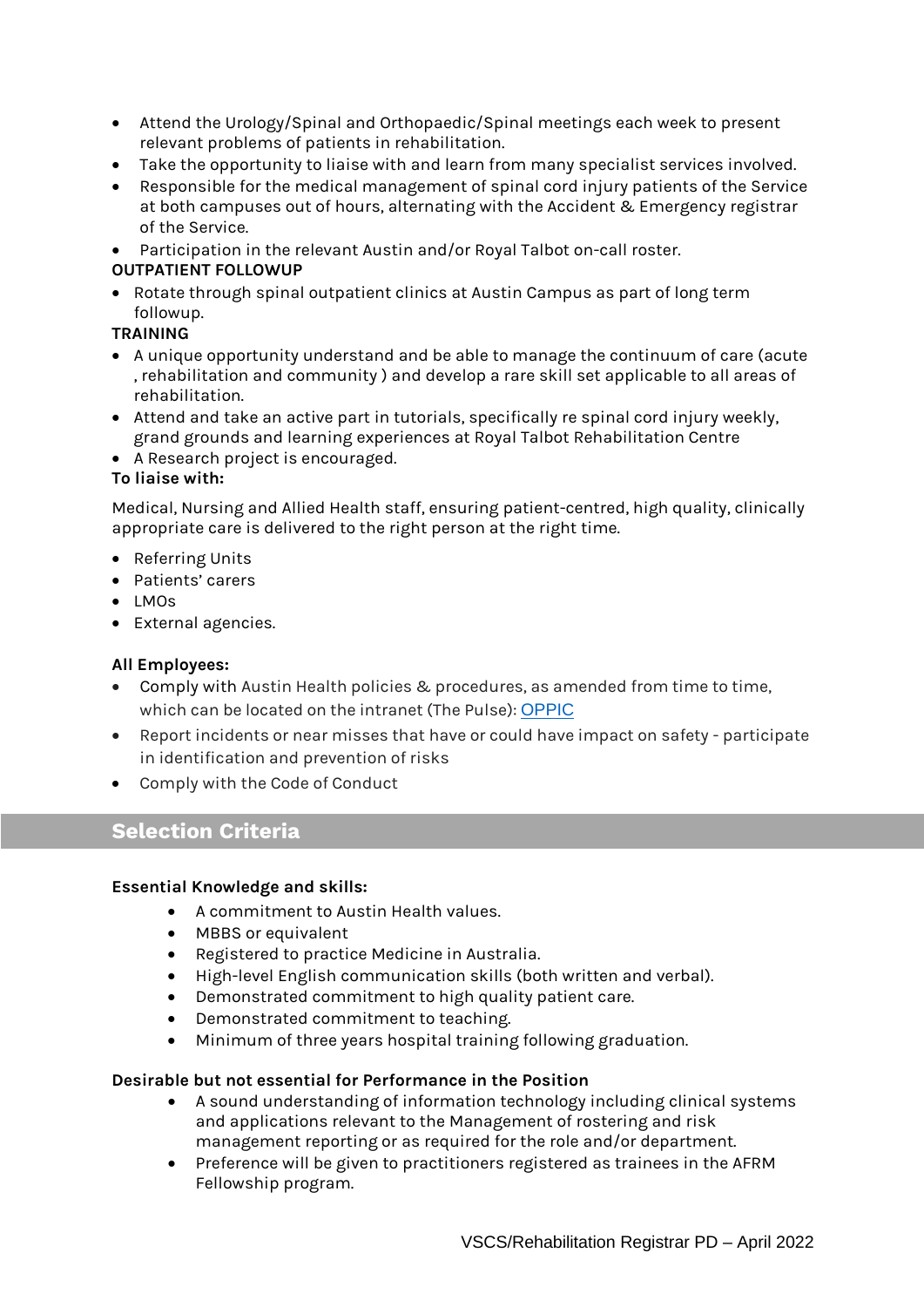- Attend the Urology/Spinal and Orthopaedic/Spinal meetings each week to present relevant problems of patients in rehabilitation.
- Take the opportunity to liaise with and learn from many specialist services involved.
- Responsible for the medical management of spinal cord injury patients of the Service at both campuses out of hours, alternating with the Accident & Emergency registrar of the Service.
- Participation in the relevant Austin and/or Royal Talbot on-call roster.

**OUTPATIENT FOLLOWUP**

- Rotate through spinal outpatient clinics at Austin Campus as part of long term followup.

**TRAINING**

- A unique opportunity understand and be able to manage the continuum of care (acute , rehabilitation and community ) and develop a rare skill set applicable to all areas of rehabilitation.
- Attend and take an active part in tutorials, specifically re spinal cord injury weekly, grand grounds and learning experiences at Royal Talbot Rehabilitation Centre
- A Research project is encouraged.

**To liaise with:**

Medical, Nursing and Allied Health staff, ensuring patient-centred, high quality, clinically appropriate care is delivered to the right person at the right time.

- Referring Units
- Patients' carers
- LMOs
- External agencies.

**All Employees:**

- Comply with Austin Health policies & procedures, as amended from time to time, which can be located on the intranet (The Pulse): OPPIC
- Report incidents or near misses that have or could have impact on safety - participate in identification and prevention of risks
- Comply with the Code of Conduct

## Selection Criteria

**Essential Knowledge and skills:**

- A commitment to Austin Health values.
- MBBS or equivalent
- Registered to practice Medicine in Australia.
- High-level English communication skills (both written and verbal).
- Demonstrated commitment to high quality patient care.
- Demonstrated commitment to teaching.
- Minimum of three years hospital training following graduation.

**Desirable but not essential for Performance in the Position**

- A sound understanding of information technology including clinical systems and applications relevant to the Management of rostering and risk management reporting or as required for the role and/or department.
- Preference will be given to practitioners registered as trainees in the AFRM Fellowship program.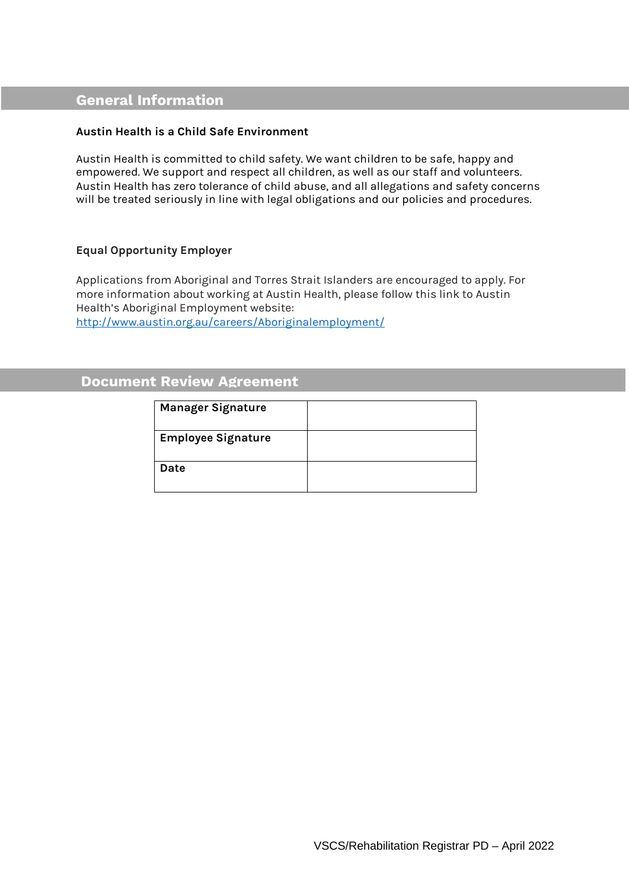## General Information

**Austin Health is a Child Safe Environment**

Austin Health is committed to child safety. We want children to be safe, happy and empowered. We support and respect all children, as well as our staff and volunteers. Austin Health has zero tolerance of child abuse, and all allegations and safety concerns will be treated seriously in line with legal obligations and our policies and procedures.

**Equal Opportunity Employer**

Applications from Aboriginal and Torres Strait Islanders are encouraged to apply. For more information about working at Austin Health, please follow this link to Austin Health's Aboriginal Employment website:
[http://www.austin.org.au/careers/Aboriginalemployment/](http://www.austin.org.au/careers/Aboriginalemployment/)

## Document Review Agreement

| | |
|---|---|
| **Manager Signature** | |
| **Employee Signature** | |
| **Date** | |

VSCS/Rehabilitation Registrar PD – April 2022